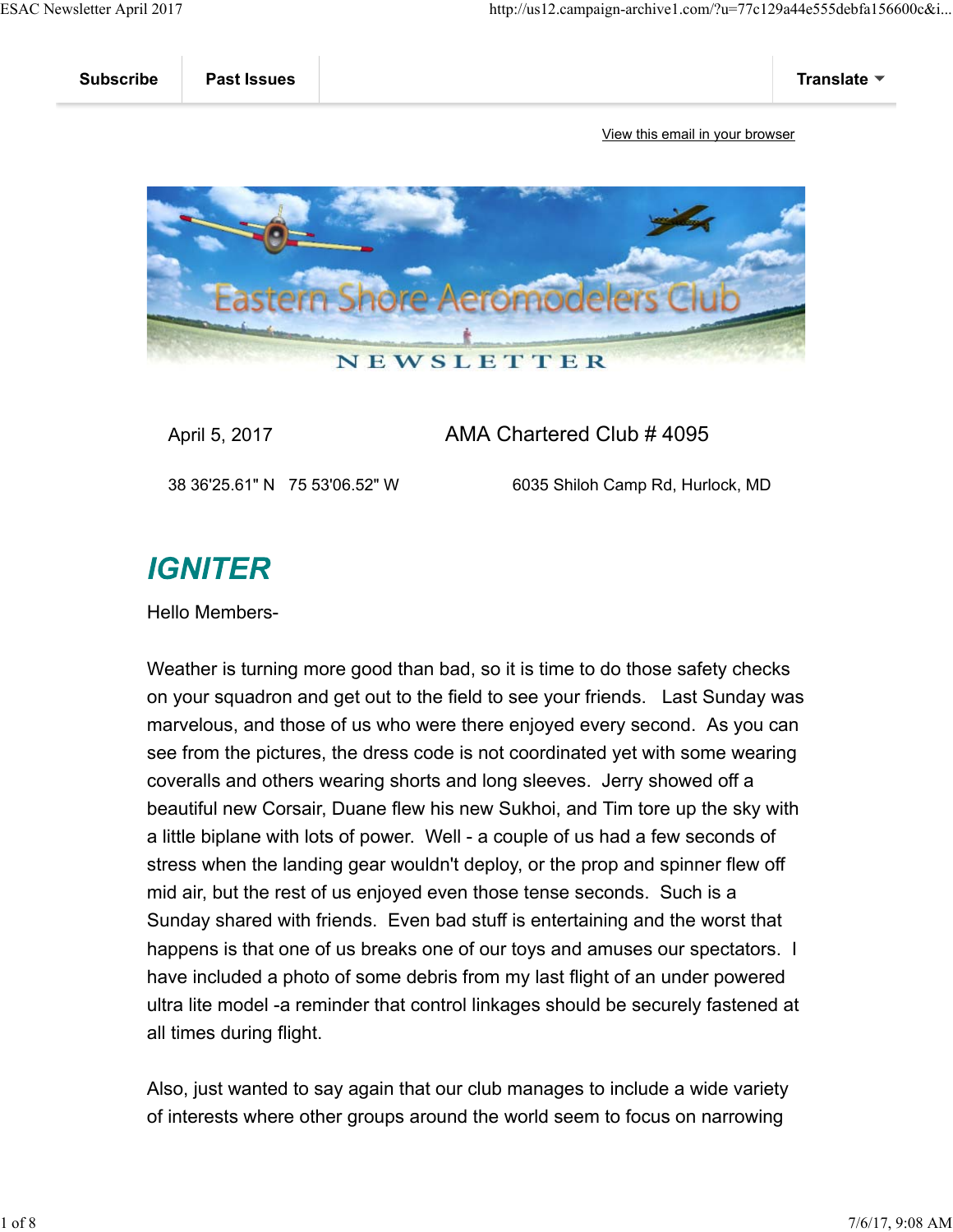Subscribe | Past Issues | Translate

View this email in your browser

Eastern Shore Aeromodelers Club

NEWSLETTER

April 5, 2017 — AMA Chartered Club # 4095

38 36'25.61" N 75 53'06.52" W — 6035 Shiloh Camp Rd, Hurlock, MD

## *IGNITER*

Hello Members-

Weather is turning more good than bad, so it is time to do those safety checks on your squadron and get out to the field to see your friends. Last Sunday was marvelous, and those of us who were there enjoyed every second. As you can see from the pictures, the dress code is not coordinated yet with some wearing coveralls and others wearing shorts and long sleeves. Jerry showed off a beautiful new Corsair, Duane flew his new Sukhoi, and Tim tore up the sky with a little biplane with lots of power. Well - a couple of us had a few seconds of stress when the landing gear wouldn't deploy, or the prop and spinner flew off mid air, but the rest of us enjoyed even those tense seconds. Such is a Sunday shared with friends. Even bad stuff is entertaining and the worst that happens is that one of us breaks one of our toys and amuses our spectators. I have included a photo of some debris from my last flight of an under powered ultra lite model -a reminder that control linkages should be securely fastened at all times during flight.

Also, just wanted to say again that our club manages to include a wide variety of interests where other groups around the world seem to focus on narrowing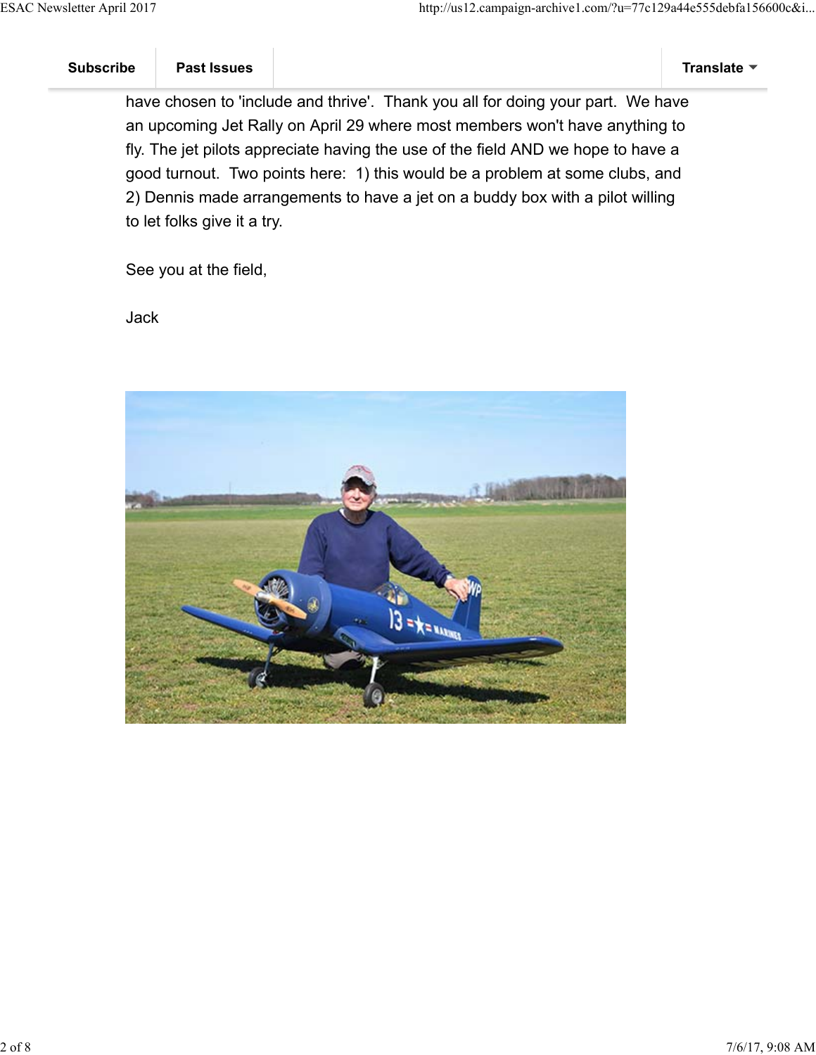have chosen to 'include and thrive'. Thank you all for doing your part. We have an upcoming Jet Rally on April 29 where most members won't have anything to fly. The jet pilots appreciate having the use of the field AND we hope to have a good turnout. Two points here: 1) this would be a problem at some clubs, and 2) Dennis made arrangements to have a jet on a buddy box with a pilot willing to let folks give it a try.

See you at the field,

Jack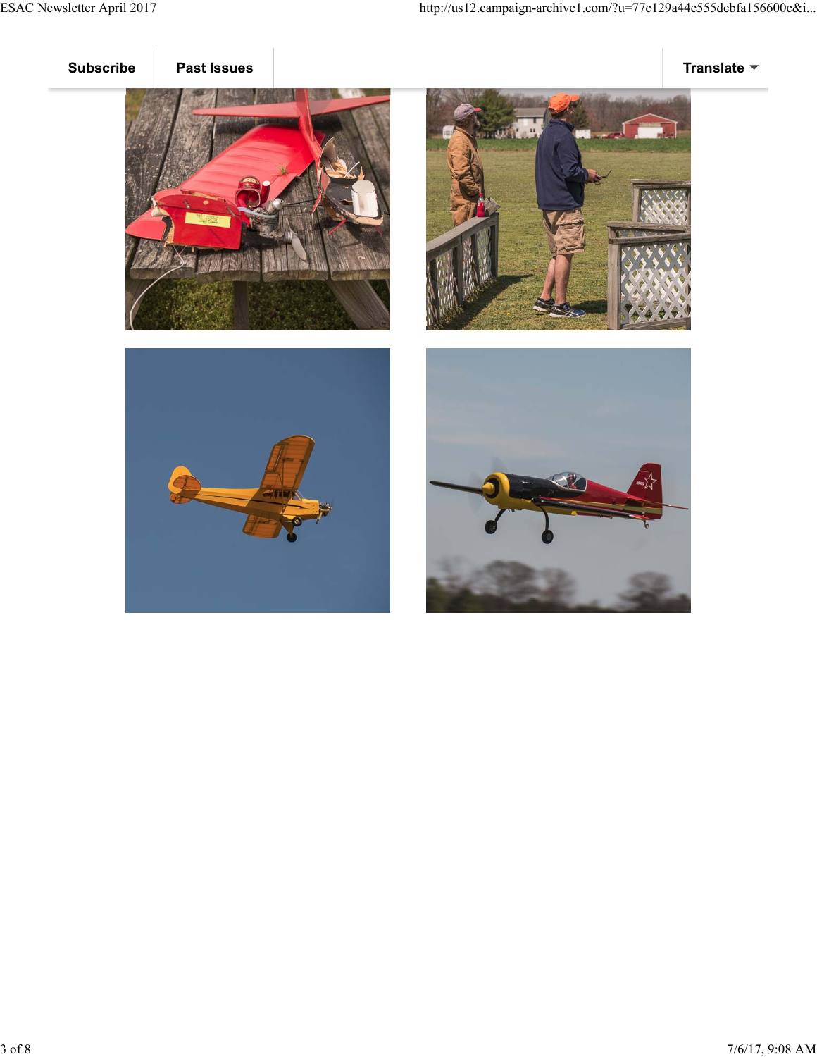Subscribe | Past Issues | Translate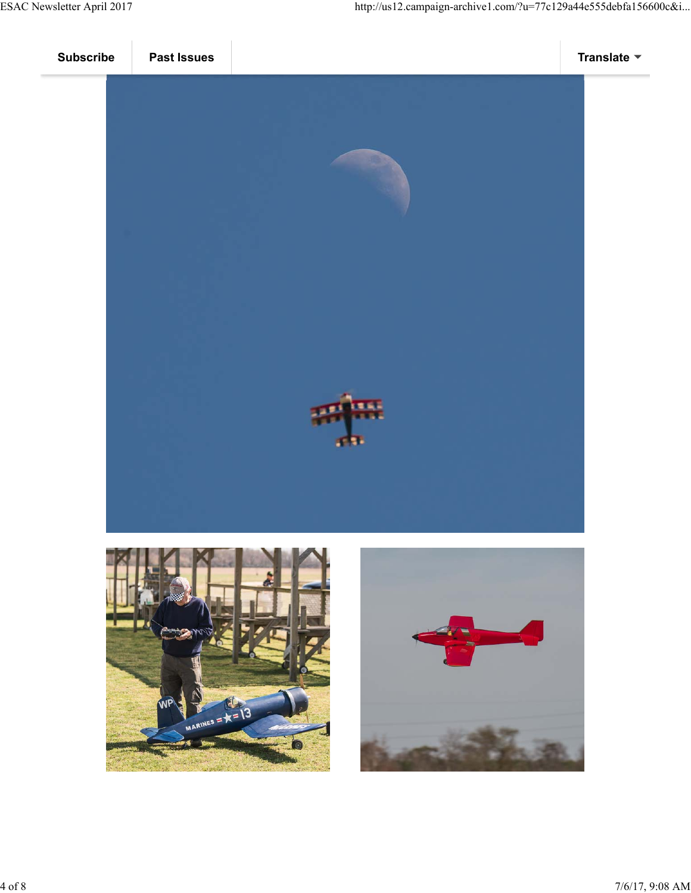Subscribe | Past Issues | Translate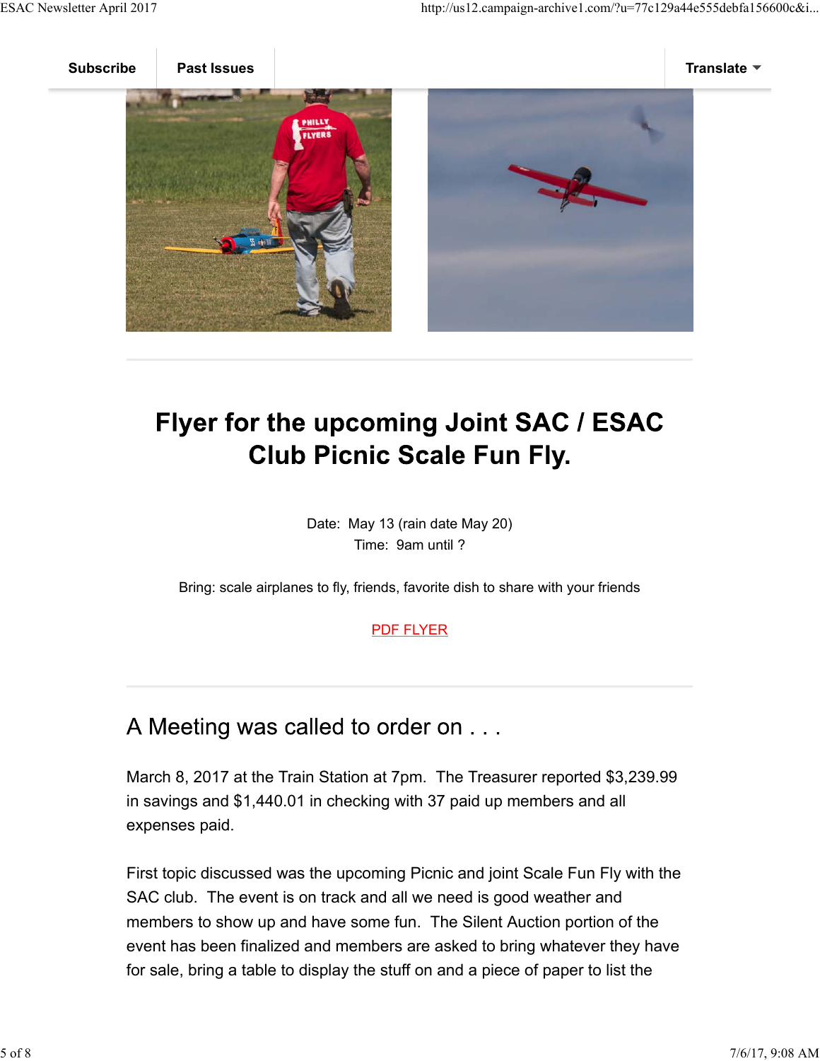Subscribe | Past Issues | Translate

## Flyer for the upcoming Joint SAC / ESAC Club Picnic Scale Fun Fly.

Date: May 13 (rain date May 20)
Time: 9am until ?

Bring: scale airplanes to fly, friends, favorite dish to share with your friends

PDF FLYER

## A Meeting was called to order on . . .

March 8, 2017 at the Train Station at 7pm. The Treasurer reported $3,239.99 in savings and $1,440.01 in checking with 37 paid up members and all expenses paid.

First topic discussed was the upcoming Picnic and joint Scale Fun Fly with the SAC club. The event is on track and all we need is good weather and members to show up and have some fun. The Silent Auction portion of the event has been finalized and members are asked to bring whatever they have for sale, bring a table to display the stuff on and a piece of paper to list the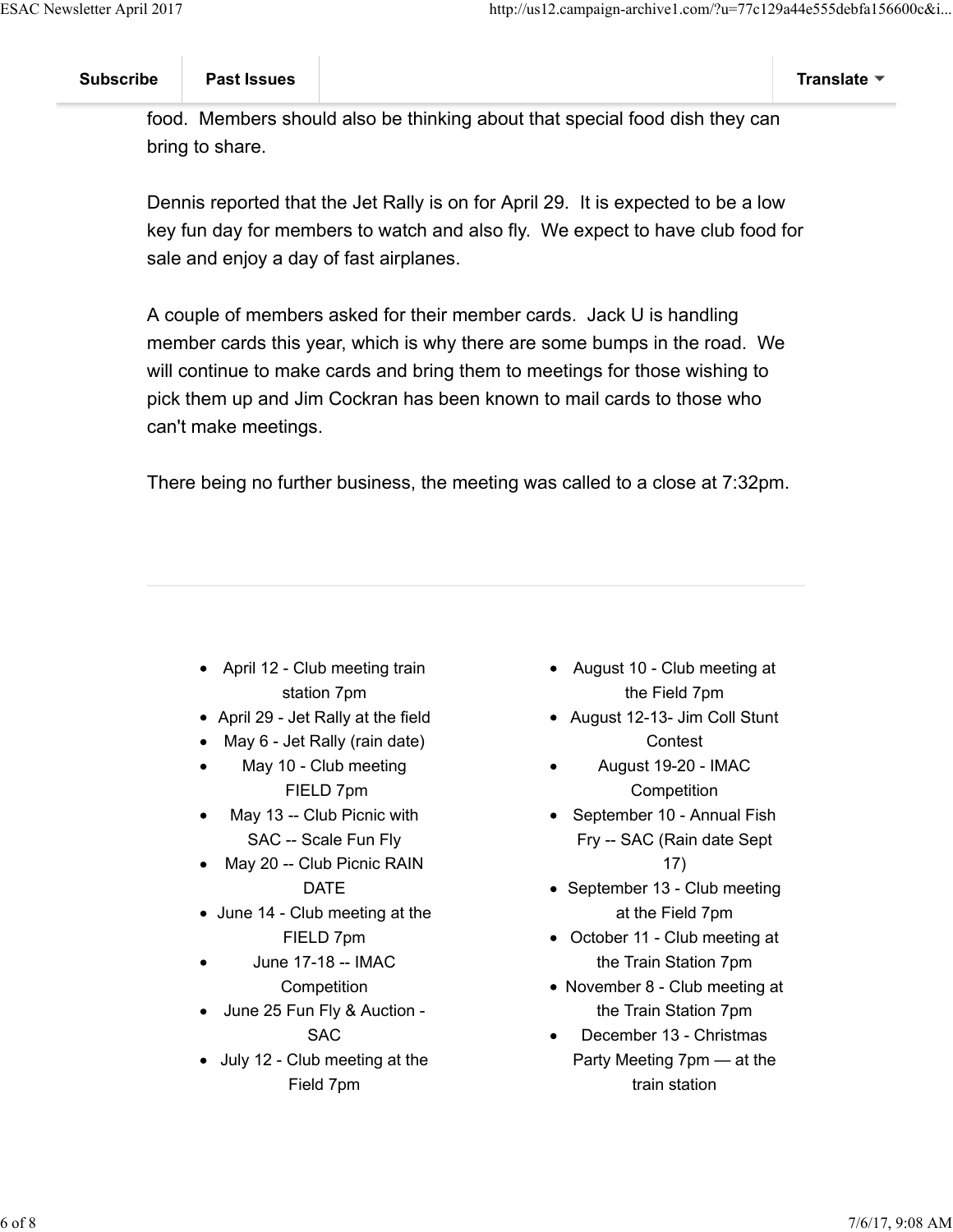food. Members should also be thinking about that special food dish they can bring to share.

Dennis reported that the Jet Rally is on for April 29. It is expected to be a low key fun day for members to watch and also fly. We expect to have club food for sale and enjoy a day of fast airplanes.

A couple of members asked for their member cards. Jack U is handling member cards this year, which is why there are some bumps in the road. We will continue to make cards and bring them to meetings for those wishing to pick them up and Jim Cockran has been known to mail cards to those who can't make meetings.

There being no further business, the meeting was called to a close at 7:32pm.

---

- April 12 - Club meeting train station 7pm
- April 29 - Jet Rally at the field
- May 6 - Jet Rally (rain date)
- May 10 - Club meeting FIELD 7pm
- May 13 -- Club Picnic with SAC -- Scale Fun Fly
- May 20 -- Club Picnic RAIN DATE
- June 14 - Club meeting at the FIELD 7pm
- June 17-18 -- IMAC Competition
- June 25 Fun Fly & Auction - SAC
- July 12 - Club meeting at the Field 7pm
- August 10 - Club meeting at the Field 7pm
- August 12-13- Jim Coll Stunt Contest
- August 19-20 - IMAC Competition
- September 10 - Annual Fish Fry -- SAC (Rain date Sept 17)
- September 13 - Club meeting at the Field 7pm
- October 11 - Club meeting at the Train Station 7pm
- November 8 - Club meeting at the Train Station 7pm
- December 13 - Christmas Party Meeting 7pm — at the train station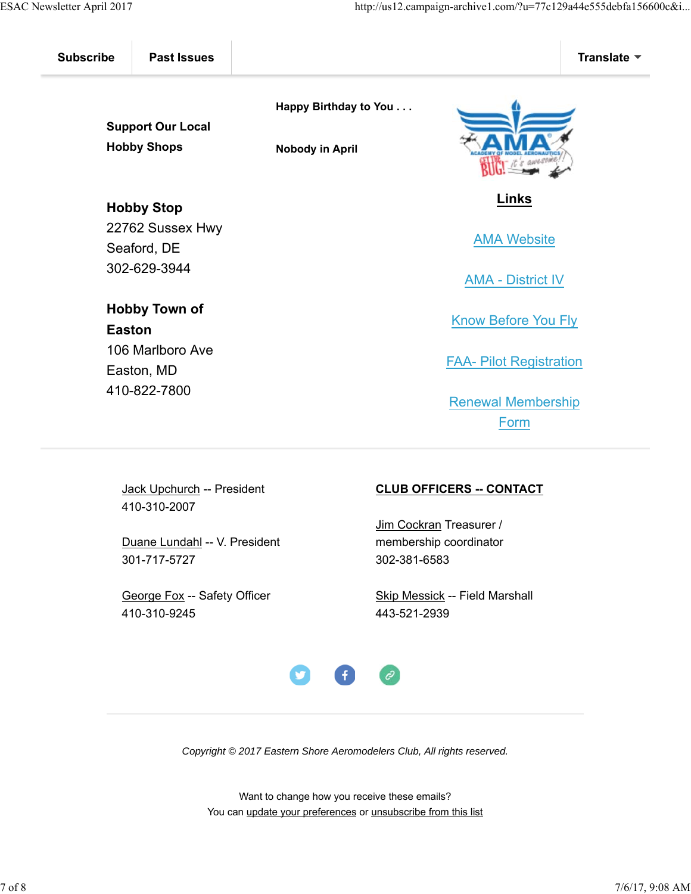Subscribe | Past Issues | Translate

**Support Our Local Hobby Shops**

**Happy Birthday to You . . .**

**Nobody in April**

**Hobby Stop**
22762 Sussex Hwy
Seaford, DE
302-629-3944

**Hobby Town of Easton**
106 Marlboro Ave
Easton, MD
410-822-7800

**Links**

AMA Website

AMA - District IV

Know Before You Fly

FAA- Pilot Registration

Renewal Membership Form

---

**CLUB OFFICERS -- CONTACT**

Jack Upchurch -- President
410-310-2007

Duane Lundahl -- V. President
301-717-5727

George Fox -- Safety Officer
410-310-9245

Jim Cockran Treasurer / membership coordinator
302-381-6583

Skip Messick -- Field Marshall
443-521-2939

---

*Copyright © 2017 Eastern Shore Aeromodelers Club, All rights reserved.*

Want to change how you receive these emails?
You can update your preferences or unsubscribe from this list